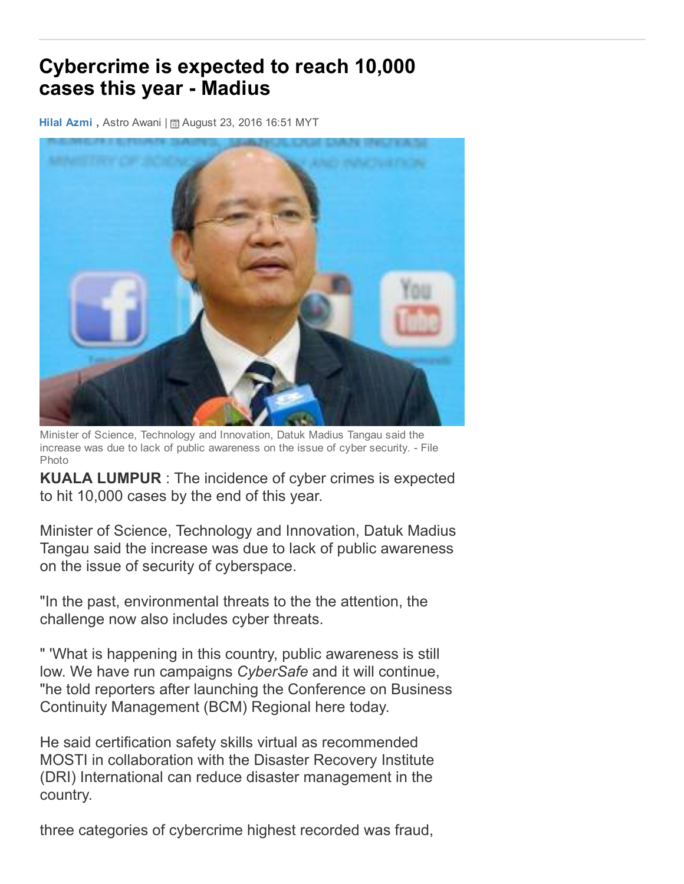# Cybercrime is expected to reach 10,000 cases this year - Madius

**Hilal Azmi ,** Astro Awani | August 23, 2016 16:51 MYT

Minister of Science, Technology and Innovation, Datuk Madius Tangau said the increase was due to lack of public awareness on the issue of cyber security. - File Photo

**KUALA LUMPUR** : The incidence of cyber crimes is expected to hit 10,000 cases by the end of this year.

Minister of Science, Technology and Innovation, Datuk Madius Tangau said the increase was due to lack of public awareness on the issue of security of cyberspace.

"In the past, environmental threats to the the attention, the challenge now also includes cyber threats.

" 'What is happening in this country, public awareness is still low. We have run campaigns *CyberSafe* and it will continue, "he told reporters after launching the Conference on Business Continuity Management (BCM) Regional here today.

He said certification safety skills virtual as recommended MOSTI in collaboration with the Disaster Recovery Institute (DRI) International can reduce disaster management in the country.

three categories of cybercrime highest recorded was fraud,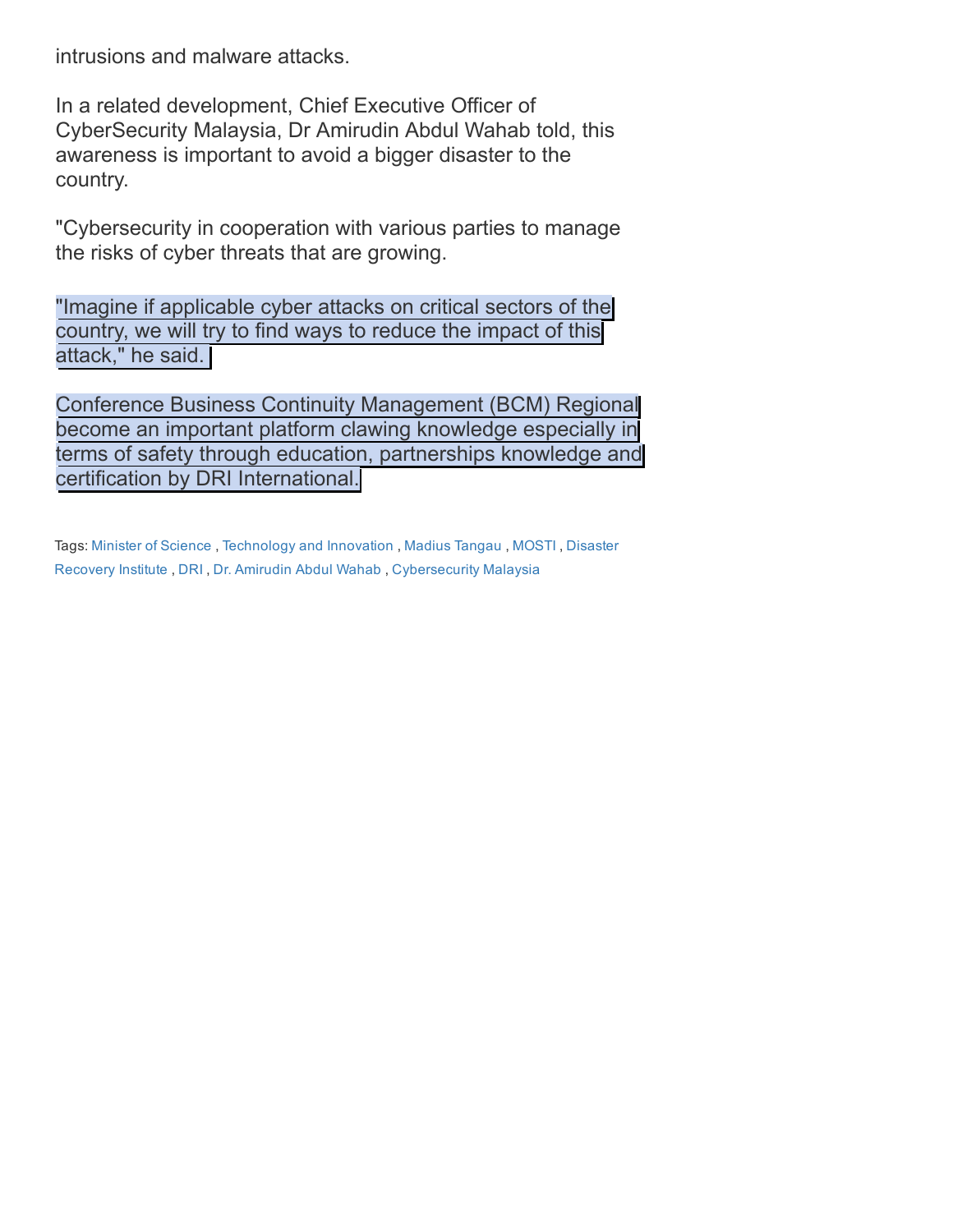intrusions and malware attacks.

In a related development, Chief Executive Officer of CyberSecurity Malaysia, Dr Amirudin Abdul Wahab told, this awareness is important to avoid a bigger disaster to the country.

"Cybersecurity in cooperation with various parties to manage the risks of cyber threats that are growing.

"Imagine if applicable cyber attacks on critical sectors of the country, we will try to find ways to reduce the impact of this attack," he said.

Conference Business Continuity Management (BCM) Regional become an important platform clawing knowledge especially in terms of safety through education, partnerships knowledge and certification by DRI International.

Tags: Minister of Science , Technology and Innovation , Madius Tangau , MOSTI , Disaster Recovery Institute , DRI , Dr. Amirudin Abdul Wahab , Cybersecurity Malaysia